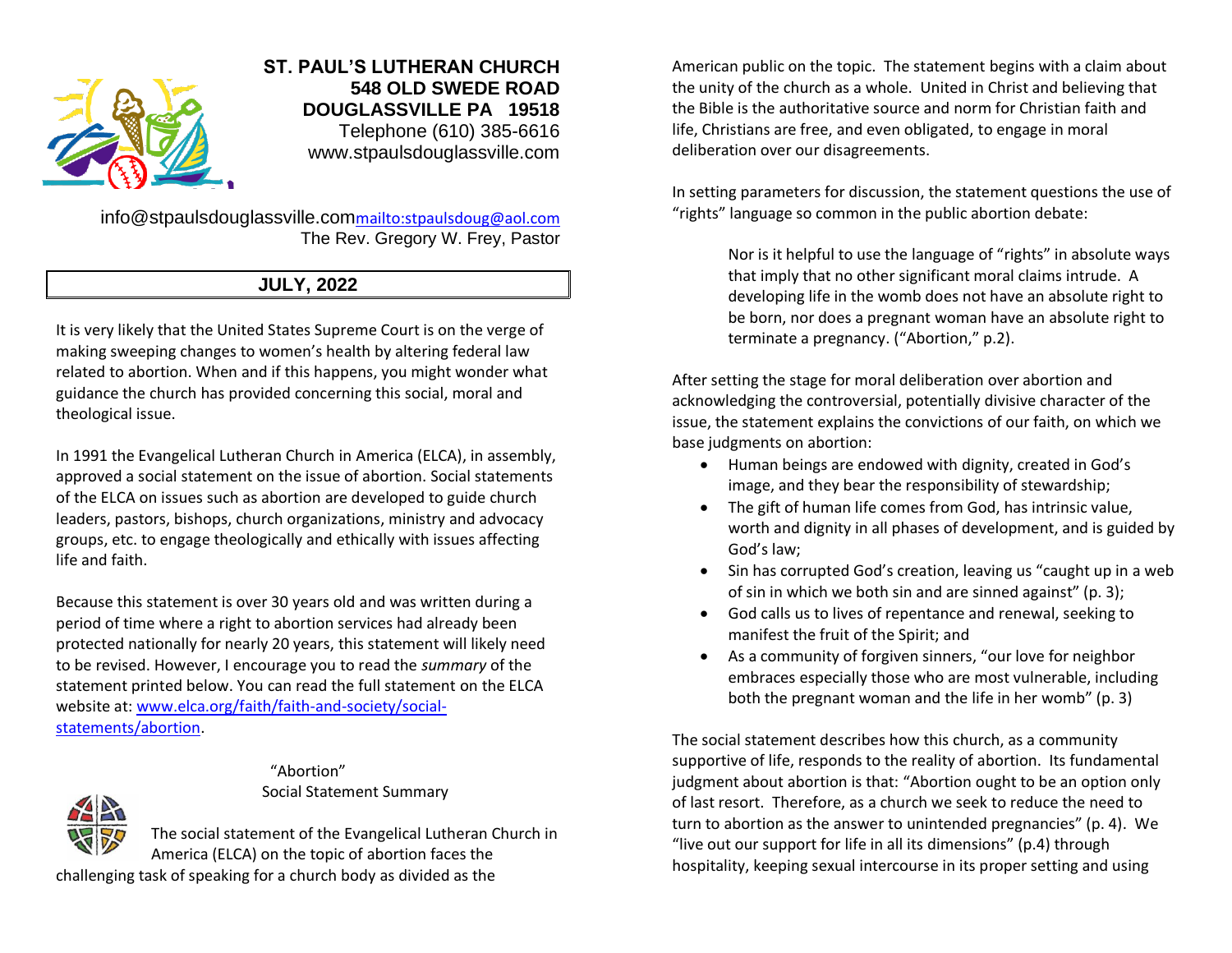**ST. PAUL'S LUTHERAN CHURCH**
**548 OLD SWEDE ROAD**
**DOUGLASSVILLE PA 19518**
Telephone (610) 385-6616
www.stpaulsdouglassville.com

info@stpaulsdouglassville.com[mailto:stpaulsdoug@aol.com](mailto:stpaulsdoug@aol.com)
The Rev. Gregory W. Frey, Pastor

## JULY, 2022

It is very likely that the United States Supreme Court is on the verge of making sweeping changes to women's health by altering federal law related to abortion. When and if this happens, you might wonder what guidance the church has provided concerning this social, moral and theological issue.

In 1991 the Evangelical Lutheran Church in America (ELCA), in assembly, approved a social statement on the issue of abortion. Social statements of the ELCA on issues such as abortion are developed to guide church leaders, pastors, bishops, church organizations, ministry and advocacy groups, etc. to engage theologically and ethically with issues affecting life and faith.

Because this statement is over 30 years old and was written during a period of time where a right to abortion services had already been protected nationally for nearly 20 years, this statement will likely need to be revised. However, I encourage you to read the *summary* of the statement printed below. You can read the full statement on the ELCA website at: [www.elca.org/faith/faith-and-society/social-statements/abortion](www.elca.org/faith/faith-and-society/social-statements/abortion).

"Abortion"
Social Statement Summary

The social statement of the Evangelical Lutheran Church in America (ELCA) on the topic of abortion faces the challenging task of speaking for a church body as divided as the American public on the topic. The statement begins with a claim about the unity of the church as a whole. United in Christ and believing that the Bible is the authoritative source and norm for Christian faith and life, Christians are free, and even obligated, to engage in moral deliberation over our disagreements.

In setting parameters for discussion, the statement questions the use of "rights" language so common in the public abortion debate:

> Nor is it helpful to use the language of "rights" in absolute ways that imply that no other significant moral claims intrude. A developing life in the womb does not have an absolute right to be born, nor does a pregnant woman have an absolute right to terminate a pregnancy. ("Abortion," p.2).

After setting the stage for moral deliberation over abortion and acknowledging the controversial, potentially divisive character of the issue, the statement explains the convictions of our faith, on which we base judgments on abortion:

- Human beings are endowed with dignity, created in God's image, and they bear the responsibility of stewardship;
- The gift of human life comes from God, has intrinsic value, worth and dignity in all phases of development, and is guided by God's law;
- Sin has corrupted God's creation, leaving us "caught up in a web of sin in which we both sin and are sinned against" (p. 3);
- God calls us to lives of repentance and renewal, seeking to manifest the fruit of the Spirit; and
- As a community of forgiven sinners, "our love for neighbor embraces especially those who are most vulnerable, including both the pregnant woman and the life in her womb" (p. 3)

The social statement describes how this church, as a community supportive of life, responds to the reality of abortion. Its fundamental judgment about abortion is that: "Abortion ought to be an option only of last resort. Therefore, as a church we seek to reduce the need to turn to abortion as the answer to unintended pregnancies" (p. 4). We "live out our support for life in all its dimensions" (p.4) through hospitality, keeping sexual intercourse in its proper setting and using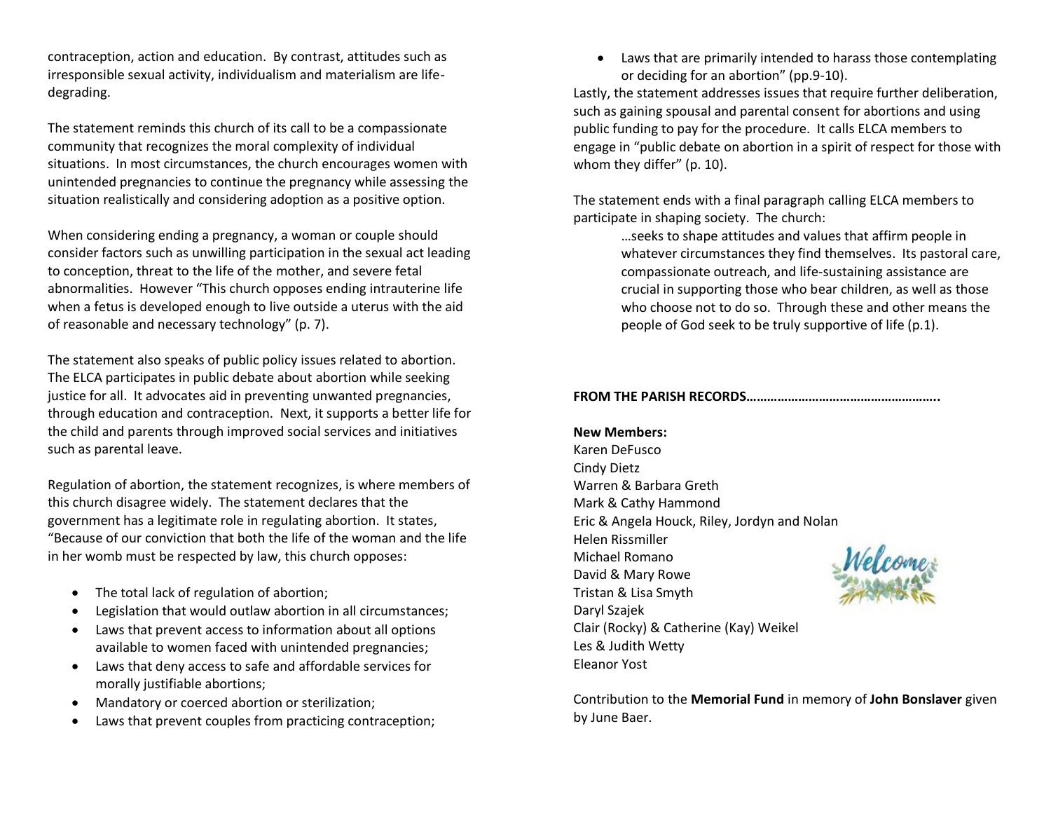contraception, action and education. By contrast, attitudes such as irresponsible sexual activity, individualism and materialism are life-degrading.

The statement reminds this church of its call to be a compassionate community that recognizes the moral complexity of individual situations. In most circumstances, the church encourages women with unintended pregnancies to continue the pregnancy while assessing the situation realistically and considering adoption as a positive option.

When considering ending a pregnancy, a woman or couple should consider factors such as unwilling participation in the sexual act leading to conception, threat to the life of the mother, and severe fetal abnormalities. However "This church opposes ending intrauterine life when a fetus is developed enough to live outside a uterus with the aid of reasonable and necessary technology" (p. 7).

The statement also speaks of public policy issues related to abortion. The ELCA participates in public debate about abortion while seeking justice for all. It advocates aid in preventing unwanted pregnancies, through education and contraception. Next, it supports a better life for the child and parents through improved social services and initiatives such as parental leave.

Regulation of abortion, the statement recognizes, is where members of this church disagree widely. The statement declares that the government has a legitimate role in regulating abortion. It states, "Because of our conviction that both the life of the woman and the life in her womb must be respected by law, this church opposes:

- The total lack of regulation of abortion;
- Legislation that would outlaw abortion in all circumstances;
- Laws that prevent access to information about all options available to women faced with unintended pregnancies;
- Laws that deny access to safe and affordable services for morally justifiable abortions;
- Mandatory or coerced abortion or sterilization;
- Laws that prevent couples from practicing contraception;
- Laws that are primarily intended to harass those contemplating or deciding for an abortion" (pp.9-10).

Lastly, the statement addresses issues that require further deliberation, such as gaining spousal and parental consent for abortions and using public funding to pay for the procedure. It calls ELCA members to engage in "public debate on abortion in a spirit of respect for those with whom they differ" (p. 10).

The statement ends with a final paragraph calling ELCA members to participate in shaping society. The church:

> …seeks to shape attitudes and values that affirm people in whatever circumstances they find themselves. Its pastoral care, compassionate outreach, and life-sustaining assistance are crucial in supporting those who bear children, as well as those who choose not to do so. Through these and other means the people of God seek to be truly supportive of life (p.1).

**FROM THE PARISH RECORDS……………………………………………..**

**New Members:**
Karen DeFusco
Cindy Dietz
Warren & Barbara Greth
Mark & Cathy Hammond
Eric & Angela Houck, Riley, Jordyn and Nolan
Helen Rissmiller
Michael Romano
David & Mary Rowe
Tristan & Lisa Smyth
Daryl Szajek
Clair (Rocky) & Catherine (Kay) Weikel
Les & Judith Wetty
Eleanor Yost

Contribution to the **Memorial Fund** in memory of **John Bonslaver** given by June Baer.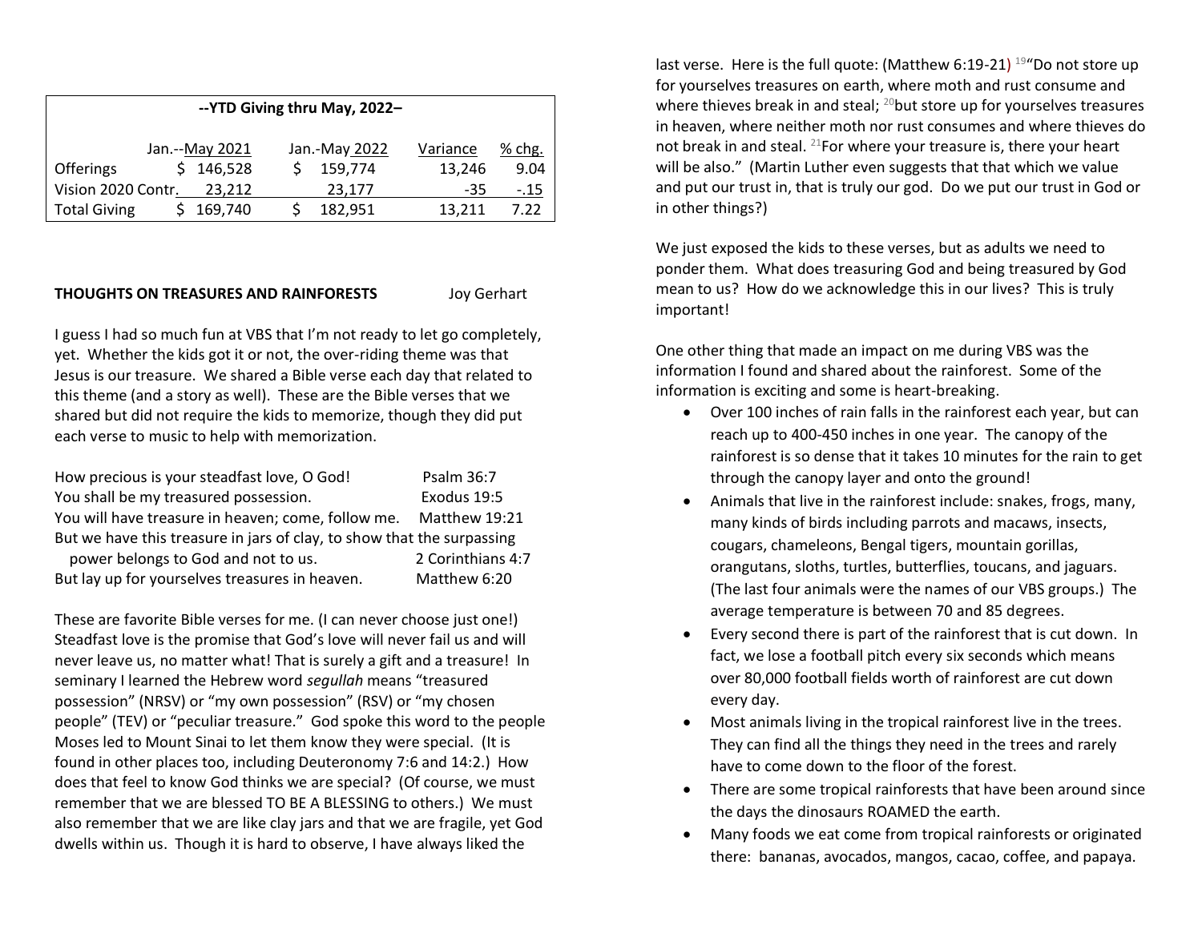| --YTD Giving thru May, 2022– | | | | |
|---|---|---|---|---|
| | Jan.--May 2021 | Jan.-May 2022 | Variance | % chg. |
| Offerings | $ 146,528 | $ 159,774 | 13,246 | 9.04 |
| Vision 2020 Contr. | 23,212 | 23,177 | -35 | -.15 |
| Total Giving | $ 169,740 | $ 182,951 | 13,211 | 7.22 |

**THOUGHTS ON TREASURES AND RAINFORESTS** Joy Gerhart

I guess I had so much fun at VBS that I'm not ready to let go completely, yet. Whether the kids got it or not, the over-riding theme was that Jesus is our treasure. We shared a Bible verse each day that related to this theme (and a story as well). These are the Bible verses that we shared but did not require the kids to memorize, though they did put each verse to music to help with memorization.

How precious is your steadfast love, O God! Psalm 36:7
You shall be my treasured possession. Exodus 19:5
You will have treasure in heaven; come, follow me. Matthew 19:21
But we have this treasure in jars of clay, to show that the surpassing power belongs to God and not to us. 2 Corinthians 4:7
But lay up for yourselves treasures in heaven. Matthew 6:20

These are favorite Bible verses for me. (I can never choose just one!) Steadfast love is the promise that God's love will never fail us and will never leave us, no matter what! That is surely a gift and a treasure! In seminary I learned the Hebrew word *segullah* means "treasured possession" (NRSV) or "my own possession" (RSV) or "my chosen people" (TEV) or "peculiar treasure." God spoke this word to the people Moses led to Mount Sinai to let them know they were special. (It is found in other places too, including Deuteronomy 7:6 and 14:2.) How does that feel to know God thinks we are special? (Of course, we must remember that we are blessed TO BE A BLESSING to others.) We must also remember that we are like clay jars and that we are fragile, yet God dwells within us. Though it is hard to observe, I have always liked the last verse. Here is the full quote: (Matthew 6:19-21) [19]"Do not store up for yourselves treasures on earth, where moth and rust consume and where thieves break in and steal; [20]but store up for yourselves treasures in heaven, where neither moth nor rust consumes and where thieves do not break in and steal. [21]For where your treasure is, there your heart will be also." (Martin Luther even suggests that that which we value and put our trust in, that is truly our god. Do we put our trust in God or in other things?)

We just exposed the kids to these verses, but as adults we need to ponder them. What does treasuring God and being treasured by God mean to us? How do we acknowledge this in our lives? This is truly important!

One other thing that made an impact on me during VBS was the information I found and shared about the rainforest. Some of the information is exciting and some is heart-breaking.

- Over 100 inches of rain falls in the rainforest each year, but can reach up to 400-450 inches in one year. The canopy of the rainforest is so dense that it takes 10 minutes for the rain to get through the canopy layer and onto the ground!
- Animals that live in the rainforest include: snakes, frogs, many, many kinds of birds including parrots and macaws, insects, cougars, chameleons, Bengal tigers, mountain gorillas, orangutans, sloths, turtles, butterflies, toucans, and jaguars. (The last four animals were the names of our VBS groups.) The average temperature is between 70 and 85 degrees.
- Every second there is part of the rainforest that is cut down. In fact, we lose a football pitch every six seconds which means over 80,000 football fields worth of rainforest are cut down every day.
- Most animals living in the tropical rainforest live in the trees. They can find all the things they need in the trees and rarely have to come down to the floor of the forest.
- There are some tropical rainforests that have been around since the days the dinosaurs ROAMED the earth.
- Many foods we eat come from tropical rainforests or originated there: bananas, avocados, mangos, cacao, coffee, and papaya.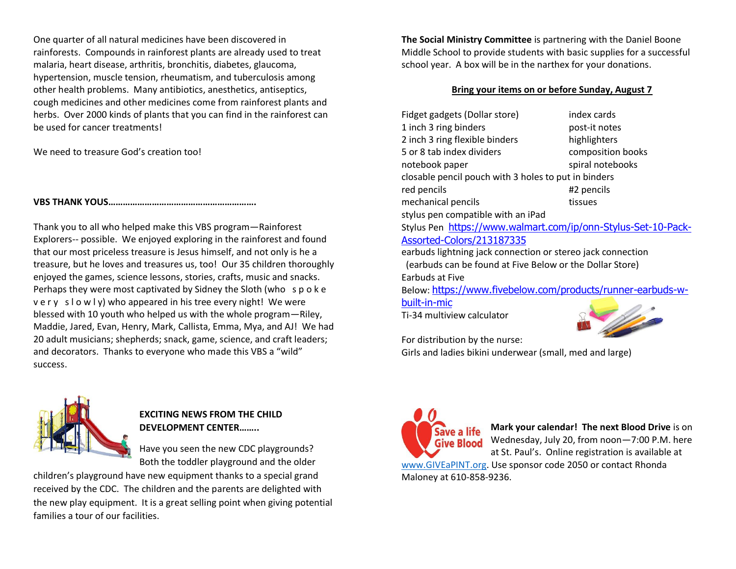One quarter of all natural medicines have been discovered in rainforests. Compounds in rainforest plants are already used to treat malaria, heart disease, arthritis, bronchitis, diabetes, glaucoma, hypertension, muscle tension, rheumatism, and tuberculosis among other health problems. Many antibiotics, anesthetics, antiseptics, cough medicines and other medicines come from rainforest plants and herbs. Over 2000 kinds of plants that you can find in the rainforest can be used for cancer treatments!

We need to treasure God's creation too!

**VBS THANK YOUS…………………………………………………….**

Thank you to all who helped make this VBS program—Rainforest Explorers-- possible. We enjoyed exploring in the rainforest and found that our most priceless treasure is Jesus himself, and not only is he a treasure, but he loves and treasures us, too! Our 35 children thoroughly enjoyed the games, science lessons, stories, crafts, music and snacks. Perhaps they were most captivated by Sidney the Sloth (who s p o k e v e r y s l o w l y) who appeared in his tree every night! We were blessed with 10 youth who helped us with the whole program—Riley, Maddie, Jared, Evan, Henry, Mark, Callista, Emma, Mya, and AJ! We had 20 adult musicians; shepherds; snack, game, science, and craft leaders; and decorators. Thanks to everyone who made this VBS a "wild" success.

**EXCITING NEWS FROM THE CHILD DEVELOPMENT CENTER……..**

Have you seen the new CDC playgrounds? Both the toddler playground and the older children's playground have new equipment thanks to a special grand received by the CDC. The children and the parents are delighted with the new play equipment. It is a great selling point when giving potential families a tour of our facilities.

**The Social Ministry Committee** is partnering with the Daniel Boone Middle School to provide students with basic supplies for a successful school year. A box will be in the narthex for your donations.

**Bring your items on or before Sunday, August 7**

- Fidget gadgets (Dollar store)
- index cards
- 1 inch 3 ring binders
- post-it notes
- 2 inch 3 ring flexible binders
- highlighters
- 5 or 8 tab index dividers
- composition books
- notebook paper
- spiral notebooks
- closable pencil pouch with 3 holes to put in binders
- red pencils
- #2 pencils
- mechanical pencils
- tissues
- stylus pen compatible with an iPad

Stylus Pen https://www.walmart.com/ip/onn-Stylus-Set-10-Pack-Assorted-Colors/213187335

earbuds lightning jack connection or stereo jack connection
(earbuds can be found at Five Below or the Dollar Store)

Earbuds at Five Below: https://www.fivebelow.com/products/runner-earbuds-w-built-in-mic

Ti-34 multiview calculator

For distribution by the nurse:
Girls and ladies bikini underwear (small, med and large)

Save a life
Give Blood

**Mark your calendar! The next Blood Drive** is on Wednesday, July 20, from noon—7:00 P.M. here at St. Paul's. Online registration is available at www.GIVEaPINT.org. Use sponsor code 2050 or contact Rhonda Maloney at 610-858-9236.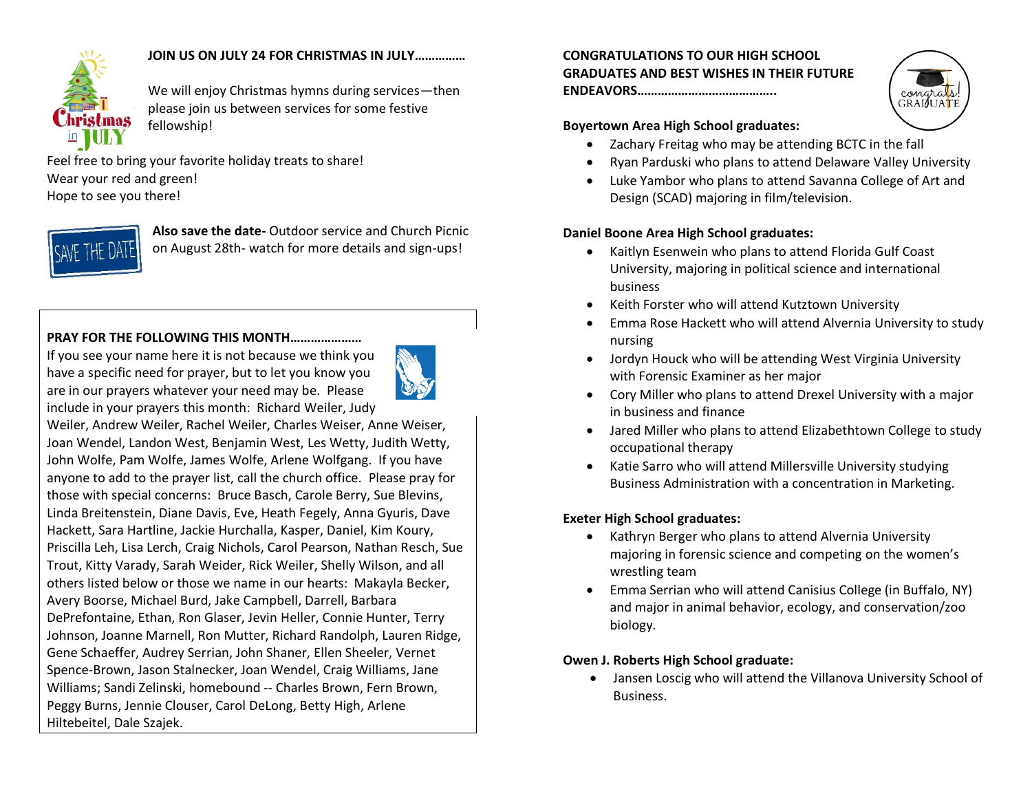**JOIN US ON JULY 24 FOR CHRISTMAS IN JULY……………**

We will enjoy Christmas hymns during services—then please join us between services for some festive fellowship!

Feel free to bring your favorite holiday treats to share!
Wear your red and green!
Hope to see you there!

**Also save the date-** Outdoor service and Church Picnic on August 28th- watch for more details and sign-ups!

**PRAY FOR THE FOLLOWING THIS MONTH…………………**

If you see your name here it is not because we think you have a specific need for prayer, but to let you know you are in our prayers whatever your need may be. Please include in your prayers this month: Richard Weiler, Judy Weiler, Andrew Weiler, Rachel Weiler, Charles Weiser, Anne Weiser, Joan Wendel, Landon West, Benjamin West, Les Wetty, Judith Wetty, John Wolfe, Pam Wolfe, James Wolfe, Arlene Wolfgang. If you have anyone to add to the prayer list, call the church office. Please pray for those with special concerns: Bruce Basch, Carole Berry, Sue Blevins, Linda Breitenstein, Diane Davis, Eve, Heath Fegely, Anna Gyuris, Dave Hackett, Sara Hartline, Jackie Hurchalla, Kasper, Daniel, Kim Koury, Priscilla Leh, Lisa Lerch, Craig Nichols, Carol Pearson, Nathan Resch, Sue Trout, Kitty Varady, Sarah Weider, Rick Weiler, Shelly Wilson, and all others listed below or those we name in our hearts: Makayla Becker, Avery Boorse, Michael Burd, Jake Campbell, Darrell, Barbara DePrefontaine, Ethan, Ron Glaser, Jevin Heller, Connie Hunter, Terry Johnson, Joanne Marnell, Ron Mutter, Richard Randolph, Lauren Ridge, Gene Schaeffer, Audrey Serrian, John Shaner, Ellen Sheeler, Vernet Spence-Brown, Jason Stalnecker, Joan Wendel, Craig Williams, Jane Williams; Sandi Zelinski, homebound -- Charles Brown, Fern Brown, Peggy Burns, Jennie Clouser, Carol DeLong, Betty High, Arlene Hiltebeitel, Dale Szajek.

**CONGRATULATIONS TO OUR HIGH SCHOOL GRADUATES AND BEST WISHES IN THEIR FUTURE ENDEAVORS…………………………………..**

**Boyertown Area High School graduates:**

- Zachary Freitag who may be attending BCTC in the fall
- Ryan Parduski who plans to attend Delaware Valley University
- Luke Yambor who plans to attend Savanna College of Art and Design (SCAD) majoring in film/television.

**Daniel Boone Area High School graduates:**

- Kaitlyn Esenwein who plans to attend Florida Gulf Coast University, majoring in political science and international business
- Keith Forster who will attend Kutztown University
- Emma Rose Hackett who will attend Alvernia University to study nursing
- Jordyn Houck who will be attending West Virginia University with Forensic Examiner as her major
- Cory Miller who plans to attend Drexel University with a major in business and finance
- Jared Miller who plans to attend Elizabethtown College to study occupational therapy
- Katie Sarro who will attend Millersville University studying Business Administration with a concentration in Marketing.

**Exeter High School graduates:**

- Kathryn Berger who plans to attend Alvernia University majoring in forensic science and competing on the women's wrestling team
- Emma Serrian who will attend Canisius College (in Buffalo, NY) and major in animal behavior, ecology, and conservation/zoo biology.

**Owen J. Roberts High School graduate:**

- Jansen Loscig who will attend the Villanova University School of Business.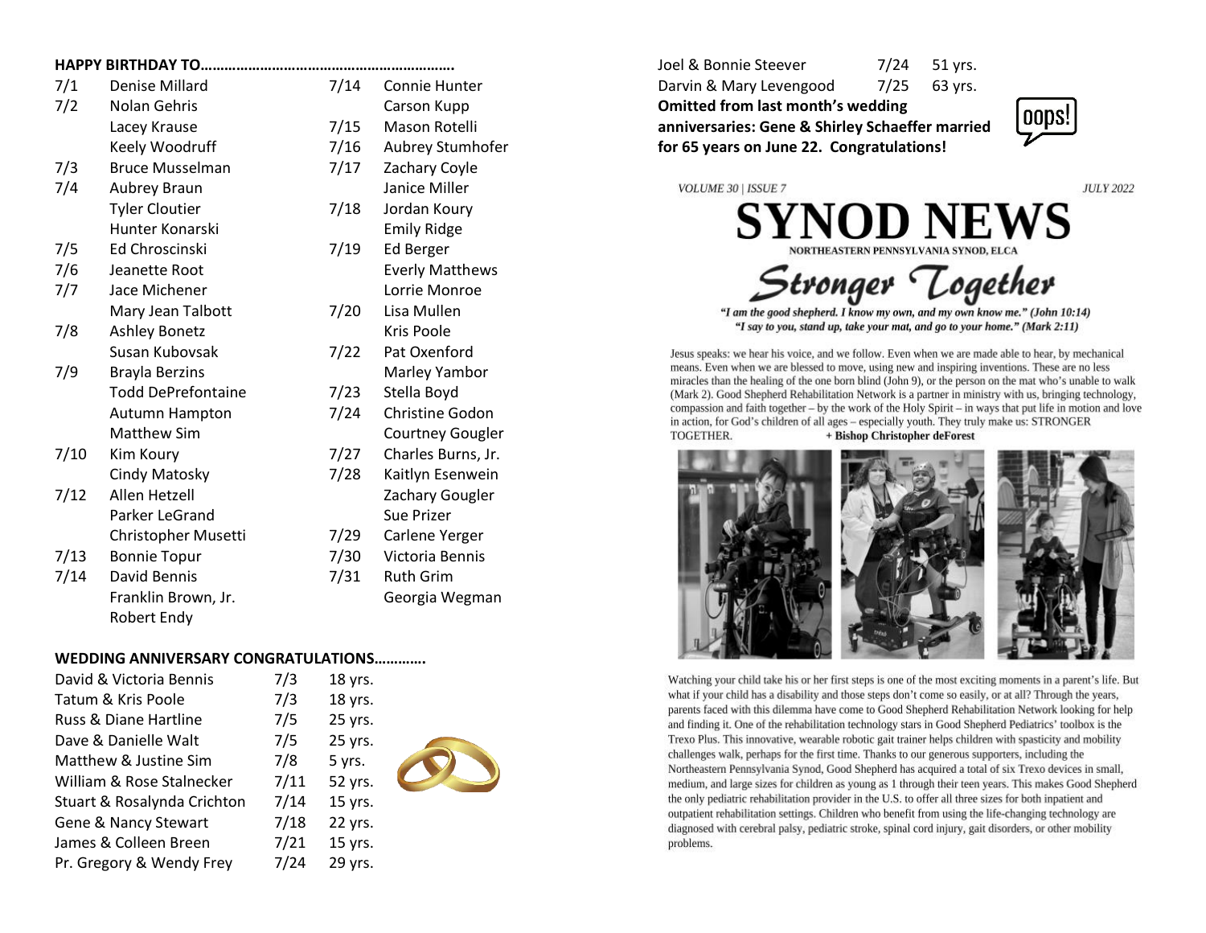**HAPPY BIRTHDAY TO……………………………………………………….**

| Date | Name | Date | Name |
|---|---|---|---|
| 7/1 | Denise Millard | 7/14 | Connie Hunter |
| 7/2 | Nolan Gehris | | Carson Kupp |
| | Lacey Krause | 7/15 | Mason Rotelli |
| | Keely Woodruff | 7/16 | Aubrey Stumhofer |
| 7/3 | Bruce Musselman | 7/17 | Zachary Coyle |
| 7/4 | Aubrey Braun | | Janice Miller |
| | Tyler Cloutier | 7/18 | Jordan Koury |
| | Hunter Konarski | | Emily Ridge |
| 7/5 | Ed Chroscinski | 7/19 | Ed Berger |
| 7/6 | Jeanette Root | | Everly Matthews |
| 7/7 | Jace Michener | | Lorrie Monroe |
| | Mary Jean Talbott | 7/20 | Lisa Mullen |
| 7/8 | Ashley Bonetz | | Kris Poole |
| | Susan Kubovsak | 7/22 | Pat Oxenford |
| 7/9 | Brayla Berzins | | Marley Yambor |
| | Todd DePrefontaine | 7/23 | Stella Boyd |
| | Autumn Hampton | 7/24 | Christine Godon |
| | Matthew Sim | | Courtney Gougler |
| 7/10 | Kim Koury | 7/27 | Charles Burns, Jr. |
| | Cindy Matosky | 7/28 | Kaitlyn Esenwein |
| 7/12 | Allen Hetzell | | Zachary Gougler |
| | Parker LeGrand | | Sue Prizer |
| | Christopher Musetti | 7/29 | Carlene Yerger |
| 7/13 | Bonnie Topur | 7/30 | Victoria Bennis |
| 7/14 | David Bennis | 7/31 | Ruth Grim |
| | Franklin Brown, Jr. | | Georgia Wegman |
| | Robert Endy | | |

**WEDDING ANNIVERSARY CONGRATULATIONS…………**

| Couple | Date | Years |
|---|---|---|
| David & Victoria Bennis | 7/3 | 18 yrs. |
| Tatum & Kris Poole | 7/3 | 18 yrs. |
| Russ & Diane Hartline | 7/5 | 25 yrs. |
| Dave & Danielle Walt | 7/5 | 25 yrs. |
| Matthew & Justine Sim | 7/8 | 5 yrs. |
| William & Rose Stalnecker | 7/11 | 52 yrs. |
| Stuart & Rosalynda Crichton | 7/14 | 15 yrs. |
| Gene & Nancy Stewart | 7/18 | 22 yrs. |
| James & Colleen Breen | 7/21 | 15 yrs. |
| Pr. Gregory & Wendy Frey | 7/24 | 29 yrs. |
| Joel & Bonnie Steever | 7/24 | 51 yrs. |
| Darvin & Mary Levengood | 7/25 | 63 yrs. |

**Omitted from last month's wedding anniversaries: Gene & Shirley Schaeffer married for 65 years on June 22. Congratulations!**

oops!

*VOLUME 30 | ISSUE 7* *JULY 2022*

# SYNOD NEWS

**NORTHEASTERN PENNSYLVANIA SYNOD, ELCA**

## Stronger Together

***"I am the good shepherd. I know my own, and my own know me." (John 10:14)***
***"I say to you, stand up, take your mat, and go to your home." (Mark 2:11)***

Jesus speaks: we hear his voice, and we follow. Even when we are made able to hear, by mechanical means. Even when we are blessed to move, using new and inspiring inventions. These are no less miracles than the healing of the one born blind (John 9), or the person on the mat who's unable to walk (Mark 2). Good Shepherd Rehabilitation Network is a partner in ministry with us, bringing technology, compassion and faith together – by the work of the Holy Spirit – in ways that put life in motion and love in action, for God's children of all ages – especially youth. They truly make us: STRONGER TOGETHER. **+ Bishop Christopher deForest**

Watching your child take his or her first steps is one of the most exciting moments in a parent's life. But what if your child has a disability and those steps don't come so easily, or at all? Through the years, parents faced with this dilemma have come to Good Shepherd Rehabilitation Network looking for help and finding it. One of the rehabilitation technology stars in Good Shepherd Pediatrics' toolbox is the Trexo Plus. This innovative, wearable robotic gait trainer helps children with spasticity and mobility challenges walk, perhaps for the first time. Thanks to our generous supporters, including the Northeastern Pennsylvania Synod, Good Shepherd has acquired a total of six Trexo devices in small, medium, and large sizes for children as young as 1 through their teen years. This makes Good Shepherd the only pediatric rehabilitation provider in the U.S. to offer all three sizes for both inpatient and outpatient rehabilitation settings. Children who benefit from using the life-changing technology are diagnosed with cerebral palsy, pediatric stroke, spinal cord injury, gait disorders, or other mobility problems.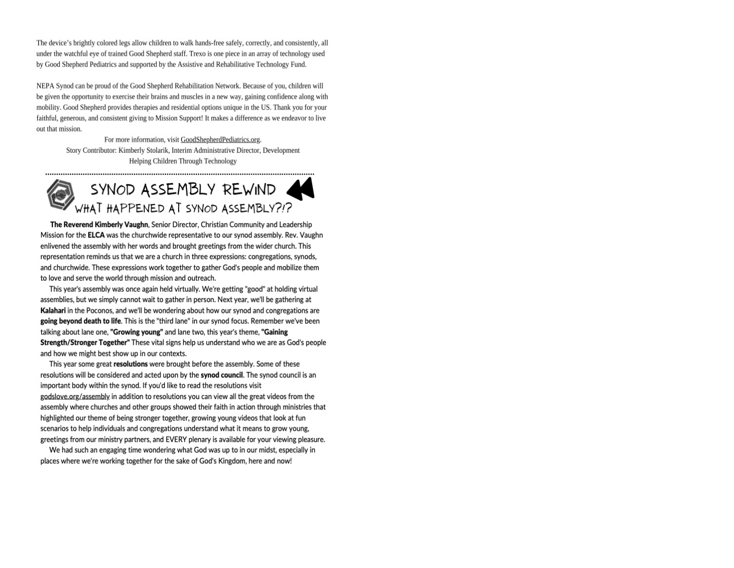The device's brightly colored legs allow children to walk hands-free safely, correctly, and consistently, all under the watchful eye of trained Good Shepherd staff. Trexo is one piece in an array of technology used by Good Shepherd Pediatrics and supported by the Assistive and Rehabilitative Technology Fund.

NEPA Synod can be proud of the Good Shepherd Rehabilitation Network. Because of you, children will be given the opportunity to exercise their brains and muscles in a new way, gaining confidence along with mobility. Good Shepherd provides therapies and residential options unique in the US. Thank you for your faithful, generous, and consistent giving to Mission Support! It makes a difference as we endeavor to live out that mission.

For more information, visit GoodShepherdPediatrics.org.
Story Contributor: Kimberly Stolarik, Interim Administrative Director, Development
Helping Children Through Technology

---

# SYNOD ASSEMBLY REWIND

## WHAT HAPPENED AT SYNOD ASSEMBLY?!?

**The Reverend Kimberly Vaughn**, Senior Director, Christian Community and Leadership Mission for the **ELCA** was the churchwide representative to our synod assembly. Rev. Vaughn enlivened the assembly with her words and brought greetings from the wider church. This representation reminds us that we are a church in three expressions: congregations, synods, and churchwide. These expressions work together to gather God's people and mobilize them to love and serve the world through mission and outreach.

This year's assembly was once again held virtually. We're getting "good" at holding virtual assemblies, but we simply cannot wait to gather in person. Next year, we'll be gathering at **Kalahari** in the Poconos, and we'll be wondering about how our synod and congregations are **going beyond death to life**. This is the "third lane" in our synod focus. Remember we've been talking about lane one, **"Growing young"** and lane two, this year's theme, **"Gaining Strength/Stronger Together"** These vital signs help us understand who we are as God's people and how we might best show up in our contexts.

This year some great **resolutions** were brought before the assembly. Some of these resolutions will be considered and acted upon by the **synod council**. The synod council is an important body within the synod. If you'd like to read the resolutions visit godslove.org/assembly in addition to resolutions you can view all the great videos from the assembly where churches and other groups showed their faith in action through ministries that highlighted our theme of being stronger together, growing young videos that look at fun scenarios to help individuals and congregations understand what it means to grow young, greetings from our ministry partners, and EVERY plenary is available for your viewing pleasure.

We had such an engaging time wondering what God was up to in our midst, especially in places where we're working together for the sake of God's Kingdom, here and now!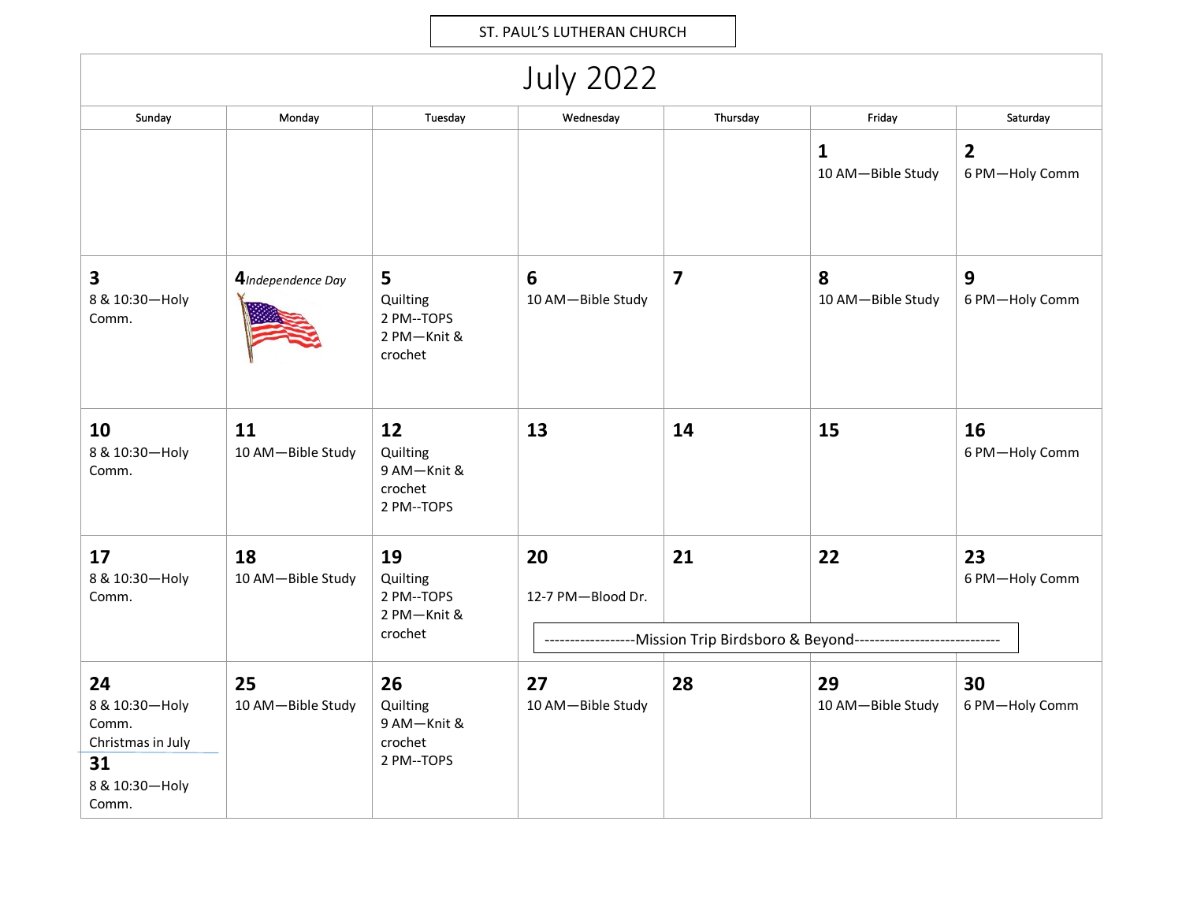ST. PAUL'S LUTHERAN CHURCH

# July 2022

| Sunday | Monday | Tuesday | Wednesday | Thursday | Friday | Saturday |
|---|---|---|---|---|---|---|
| | | | | | **1** 10 AM—Bible Study | **2** 6 PM—Holy Comm |
| **3** 8 & 10:30—Holy Comm. | **4** *Independence Day* | **5** Quilting 2 PM--TOPS 2 PM—Knit & crochet | **6** 10 AM—Bible Study | **7** | **8** 10 AM—Bible Study | **9** 6 PM—Holy Comm |
| **10** 8 & 10:30—Holy Comm. | **11** 10 AM—Bible Study | **12** Quilting 9 AM—Knit & crochet 2 PM--TOPS | **13** | **14** | **15** | **16** 6 PM—Holy Comm |
| **17** 8 & 10:30—Holy Comm. | **18** 10 AM—Bible Study | **19** Quilting 2 PM--TOPS 2 PM—Knit & crochet | **20** 12-7 PM—Blood Dr. | **21** | **22** | **23** 6 PM—Holy Comm |
| **24** 8 & 10:30—Holy Comm. Christmas in July **31** 8 & 10:30—Holy Comm. | **25** 10 AM—Bible Study | **26** Quilting 9 AM—Knit & crochet 2 PM--TOPS | **27** 10 AM—Bible Study | **28** | **29** 10 AM—Bible Study | **30** 6 PM—Holy Comm |

------------------Mission Trip Birdsboro & Beyond----------------------------- (July 20–23)